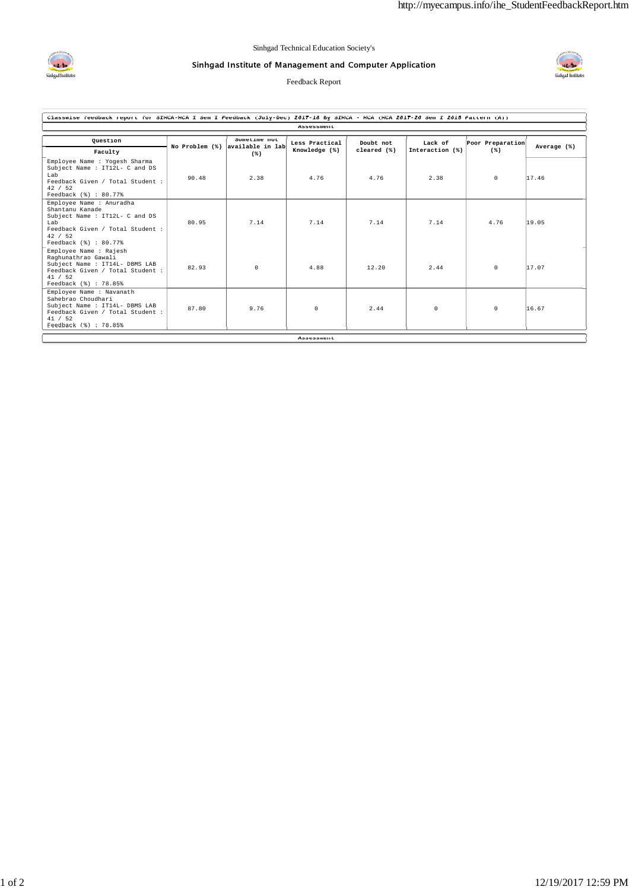Sinhgad Technical Education Society's

## Sinhgad Institute of Management and Computer Application

Feedback Report

**Classwise feedback report for SIMCA-MCA I Sem I Feedback (July-Dec) 2017-18 By SIMCA - MCA (MCA 2017-20 Sem I 2015 Pattern (A))**

| Question / Faculty | No Problem (%) | Sometime not available in lab (%) | Less Practical Knowledge (%) | Doubt not cleared (%) | Lack of Interaction (%) | Poor Preparation (%) | Average (%) |
|---|---|---|---|---|---|---|---|
| | Assessment | | | | | | |
| Employee Name : Yogesh Sharma<br>Subject Name : IT12L- C and DS Lab<br>Feedback Given / Total Student : 42 / 52<br>Feedback (%) : 80.77% | 90.48 | 2.38 | 4.76 | 4.76 | 2.38 | 0 | 17.46 |
| Employee Name : Anuradha Shantanu Kanade<br>Subject Name : IT12L- C and DS Lab<br>Feedback Given / Total Student : 42 / 52<br>Feedback (%) : 80.77% | 80.95 | 7.14 | 7.14 | 7.14 | 7.14 | 4.76 | 19.05 |
| Employee Name : Rajesh Raghunathrao Gawali<br>Subject Name : IT14L- DBMS LAB<br>Feedback Given / Total Student : 41 / 52<br>Feedback (%) : 78.85% | 82.93 | 0 | 4.88 | 12.20 | 2.44 | 0 | 17.07 |
| Employee Name : Navanath Sahebrao Choudhari<br>Subject Name : IT14L- DBMS LAB<br>Feedback Given / Total Student : 41 / 52<br>Feedback (%) : 78.85% | 87.80 | 9.76 | 0 | 2.44 | 0 | 0 | 16.67 |

Assessment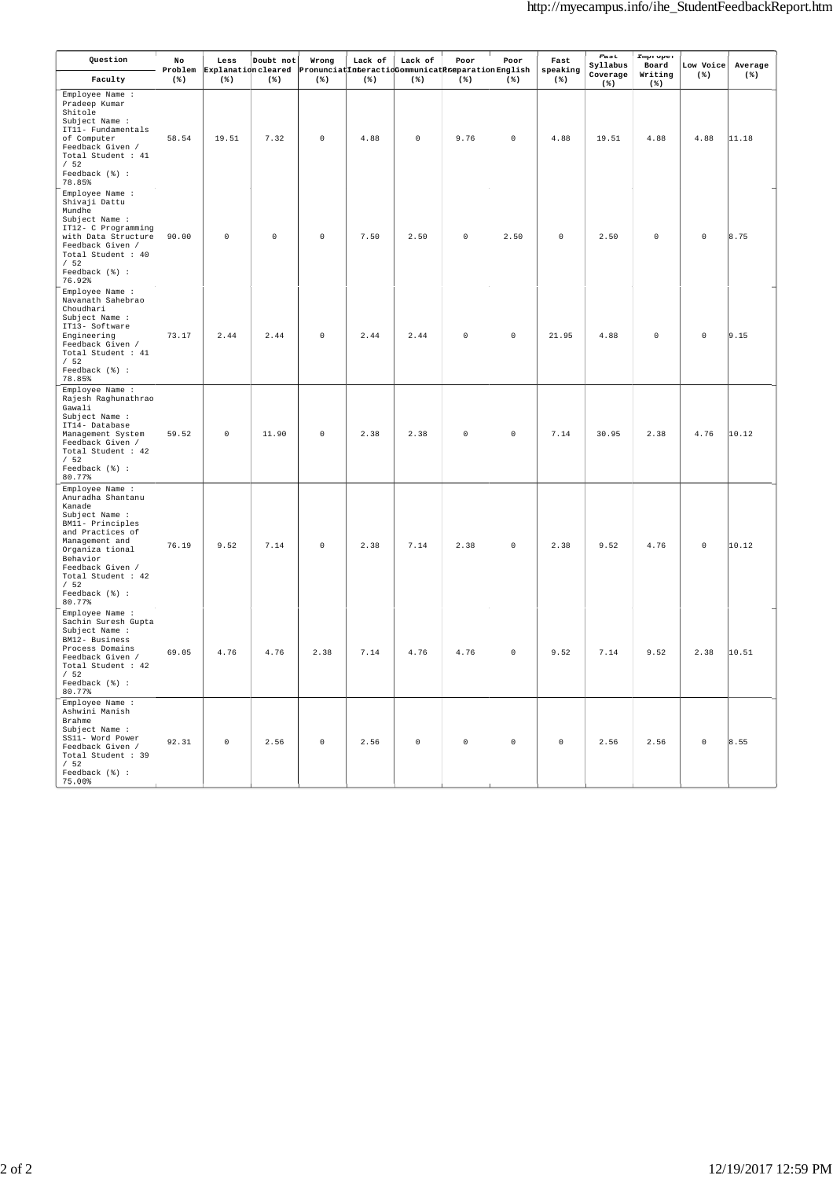| Question / Faculty | No Problem (%) | Less Explanation (%) | Doubt not cleared (%) | Wrong Pronunciation (%) | Lack of Interaction (%) | Lack of Communication (%) | Poor Preparation (%) | Poor English (%) | Fast speaking (%) | Fast Syllabus Coverage (%) | Improper Board Writing (%) | Low Voice (%) | Average (%) |
|---|---|---|---|---|---|---|---|---|---|---|---|---|---|
| Employee Name : Pradeep Kumar Shitole<br>Subject Name : IT11- Fundamentals of Computer<br>Feedback Given / Total Student : 41 / 52<br>Feedback (%) : 78.85% | 58.54 | 19.51 | 7.32 | 0 | 4.88 | 0 | 9.76 | 0 | 4.88 | 19.51 | 4.88 | 4.88 | 11.18 |
| Employee Name : Shivaji Dattu Mundhe<br>Subject Name : IT12- C Programming with Data Structure<br>Feedback Given / Total Student : 40 / 52<br>Feedback (%) : 76.92% | 90.00 | 0 | 0 | 0 | 7.50 | 2.50 | 0 | 2.50 | 0 | 2.50 | 0 | 0 | 8.75 |
| Employee Name : Navanath Sahebrao Choudhari<br>Subject Name : IT13- Software Engineering<br>Feedback Given / Total Student : 41 / 52<br>Feedback (%) : 78.85% | 73.17 | 2.44 | 2.44 | 0 | 2.44 | 2.44 | 0 | 0 | 21.95 | 4.88 | 0 | 0 | 9.15 |
| Employee Name : Rajesh Raghunathrao Gawali<br>Subject Name : IT14- Database Management System<br>Feedback Given / Total Student : 42 / 52<br>Feedback (%) : 80.77% | 59.52 | 0 | 11.90 | 0 | 2.38 | 2.38 | 0 | 0 | 7.14 | 30.95 | 2.38 | 4.76 | 10.12 |
| Employee Name : Anuradha Shantanu Kanade<br>Subject Name : BM11- Principles and Practices of Management and Organiza tional Behavior<br>Feedback Given / Total Student : 42 / 52<br>Feedback (%) : 80.77% | 76.19 | 9.52 | 7.14 | 0 | 2.38 | 7.14 | 2.38 | 0 | 2.38 | 9.52 | 4.76 | 0 | 10.12 |
| Employee Name : Sachin Suresh Gupta<br>Subject Name : BM12- Business Process Domains<br>Feedback Given / Total Student : 42 / 52<br>Feedback (%) : 80.77% | 69.05 | 4.76 | 4.76 | 2.38 | 7.14 | 4.76 | 4.76 | 0 | 9.52 | 7.14 | 9.52 | 2.38 | 10.51 |
| Employee Name : Ashwini Manish Brahme<br>Subject Name : SS11- Word Power<br>Feedback Given / Total Student : 39 / 52<br>Feedback (%) : 75.00% | 92.31 | 0 | 2.56 | 0 | 2.56 | 0 | 0 | 0 | 0 | 2.56 | 2.56 | 0 | 8.55 |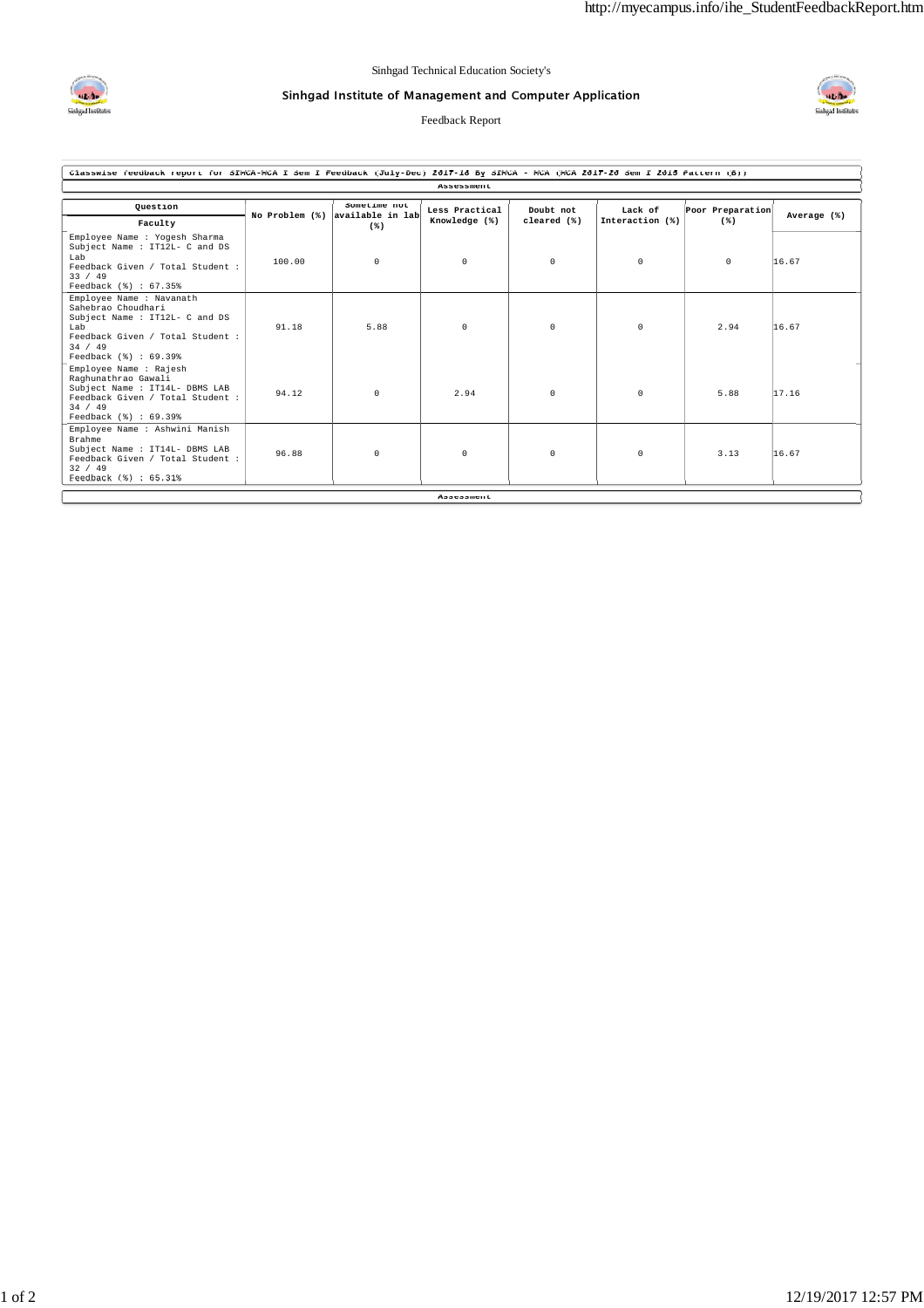Sinhgad Technical Education Society's

## Sinhgad Institute of Management and Computer Application

Feedback Report

**Classwise feedback report for SIMCA-MCA I Sem I Feedback (July-Dec) 2017-18 By SIMCA - MCA (MCA 2017-20 Sem I 2015 Pattern (B))**

**Assessment**

| Question / Faculty | No Problem (%) | Sometime not available in lab (%) | Less Practical Knowledge (%) | Doubt not cleared (%) | Lack of Interaction (%) | Poor Preparation (%) | Average (%) |
|---|---|---|---|---|---|---|---|
| Employee Name : Yogesh Sharma<br>Subject Name : IT12L- C and DS Lab<br>Feedback Given / Total Student : 33 / 49<br>Feedback (%) : 67.35% | 100.00 | 0 | 0 | 0 | 0 | 0 | 16.67 |
| Employee Name : Navanath Sahebrao Choudhari<br>Subject Name : IT12L- C and DS Lab<br>Feedback Given / Total Student : 34 / 49<br>Feedback (%) : 69.39% | 91.18 | 5.88 | 0 | 0 | 0 | 2.94 | 16.67 |
| Employee Name : Rajesh Raghunathrao Gawali<br>Subject Name : IT14L- DBMS LAB<br>Feedback Given / Total Student : 34 / 49<br>Feedback (%) : 69.39% | 94.12 | 0 | 2.94 | 0 | 0 | 5.88 | 17.16 |
| Employee Name : Ashwini Manish Brahme<br>Subject Name : IT14L- DBMS LAB<br>Feedback Given / Total Student : 32 / 49<br>Feedback (%) : 65.31% | 96.88 | 0 | 0 | 0 | 0 | 3.13 | 16.67 |

**Assessment**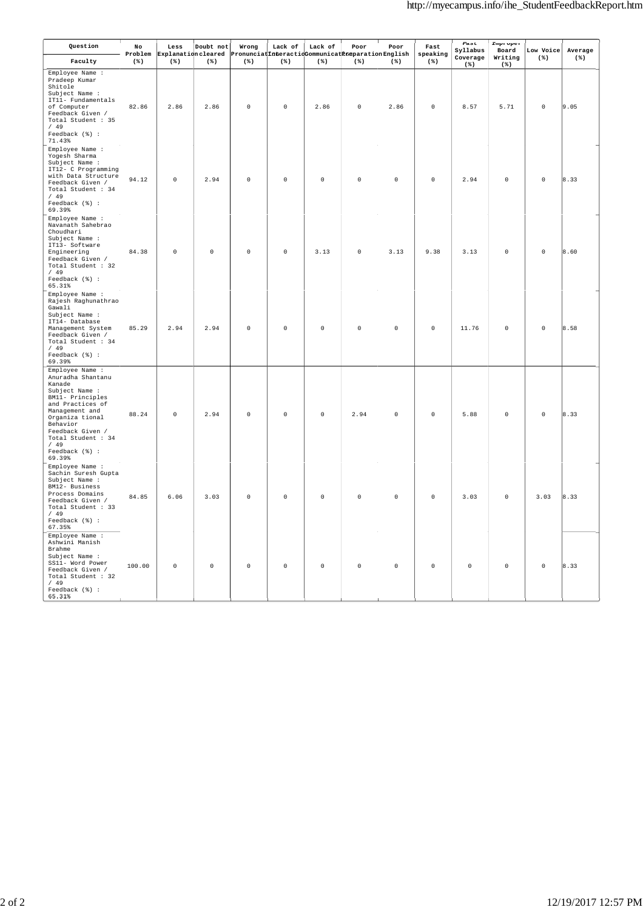| Question / Faculty | No Problem (%) | Less Explanation (%) | Doubt not cleared (%) | Wrong Pronunciation (%) | Lack of Interaction (%) | Lack of Communication (%) | Poor Preparation (%) | Poor English (%) | Fast speaking (%) | Fast Syllabus Coverage (%) | Improper Board Writing (%) | Low Voice (%) | Average (%) |
|---|---|---|---|---|---|---|---|---|---|---|---|---|---|
| Employee Name : Pradeep Kumar Shitole Subject Name : IT11- Fundamentals of Computer Feedback Given / Total Student : 35 / 49 Feedback (%) : 71.43% | 82.86 | 2.86 | 2.86 | 0 | 0 | 2.86 | 0 | 2.86 | 0 | 8.57 | 5.71 | 0 | 9.05 |
| Employee Name : Yogesh Sharma Subject Name : IT12- C Programming with Data Structure Feedback Given / Total Student : 34 / 49 Feedback (%) : 69.39% | 94.12 | 0 | 2.94 | 0 | 0 | 0 | 0 | 0 | 0 | 2.94 | 0 | 0 | 8.33 |
| Employee Name : Navanath Sahebrao Choudhari Subject Name : IT13- Software Engineering Feedback Given / Total Student : 32 / 49 Feedback (%) : 65.31% | 84.38 | 0 | 0 | 0 | 0 | 3.13 | 0 | 3.13 | 9.38 | 3.13 | 0 | 0 | 8.60 |
| Employee Name : Rajesh Raghunathrao Gawali Subject Name : IT14- Database Management System Feedback Given / Total Student : 34 / 49 Feedback (%) : 69.39% | 85.29 | 2.94 | 2.94 | 0 | 0 | 0 | 0 | 0 | 0 | 11.76 | 0 | 0 | 8.58 |
| Employee Name : Anuradha Shantanu Kanade Subject Name : BM11- Principles and Practices of Management and Organiza tional Behavior Feedback Given / Total Student : 34 / 49 Feedback (%) : 69.39% | 88.24 | 0 | 2.94 | 0 | 0 | 0 | 2.94 | 0 | 0 | 5.88 | 0 | 0 | 8.33 |
| Employee Name : Sachin Suresh Gupta Subject Name : BM12- Business Process Domains Feedback Given / Total Student : 33 / 49 Feedback (%) : 67.35% | 84.85 | 6.06 | 3.03 | 0 | 0 | 0 | 0 | 0 | 0 | 3.03 | 0 | 3.03 | 8.33 |
| Employee Name : Ashwini Manish Brahme Subject Name : SS11- Word Power Feedback Given / Total Student : 32 / 49 Feedback (%) : 65.31% | 100.00 | 0 | 0 | 0 | 0 | 0 | 0 | 0 | 0 | 0 | 0 | 0 | 8.33 |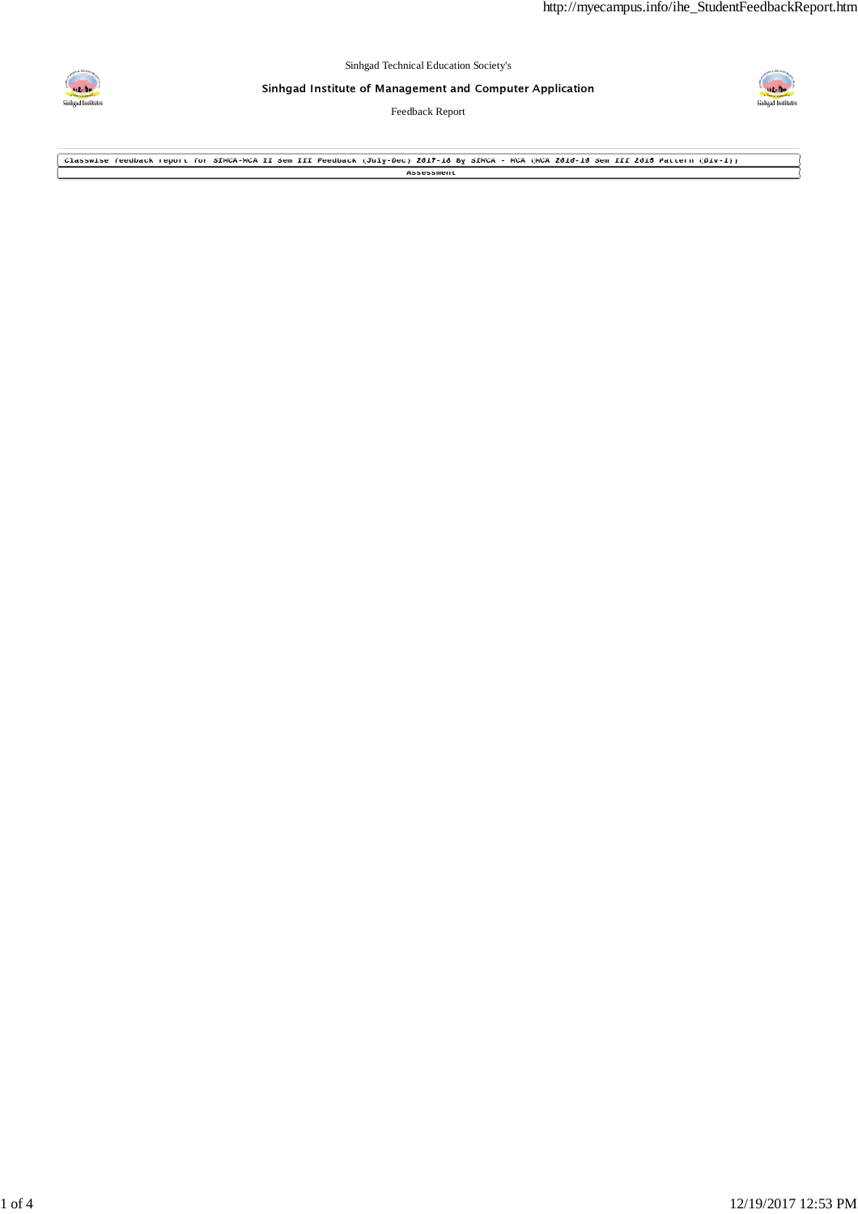Sinhgad Technical Education Society's

**Sinhgad Institute of Management and Computer Application**

Feedback Report

| Classwise feedback report for SIMCA-MCA II Sem III Feedback (July-Dec) 2017-18 By SIMCA - MCA (MCA 2016-19 Sem III 2015 Pattern (Div-I)) |
| --- |
| Assessment |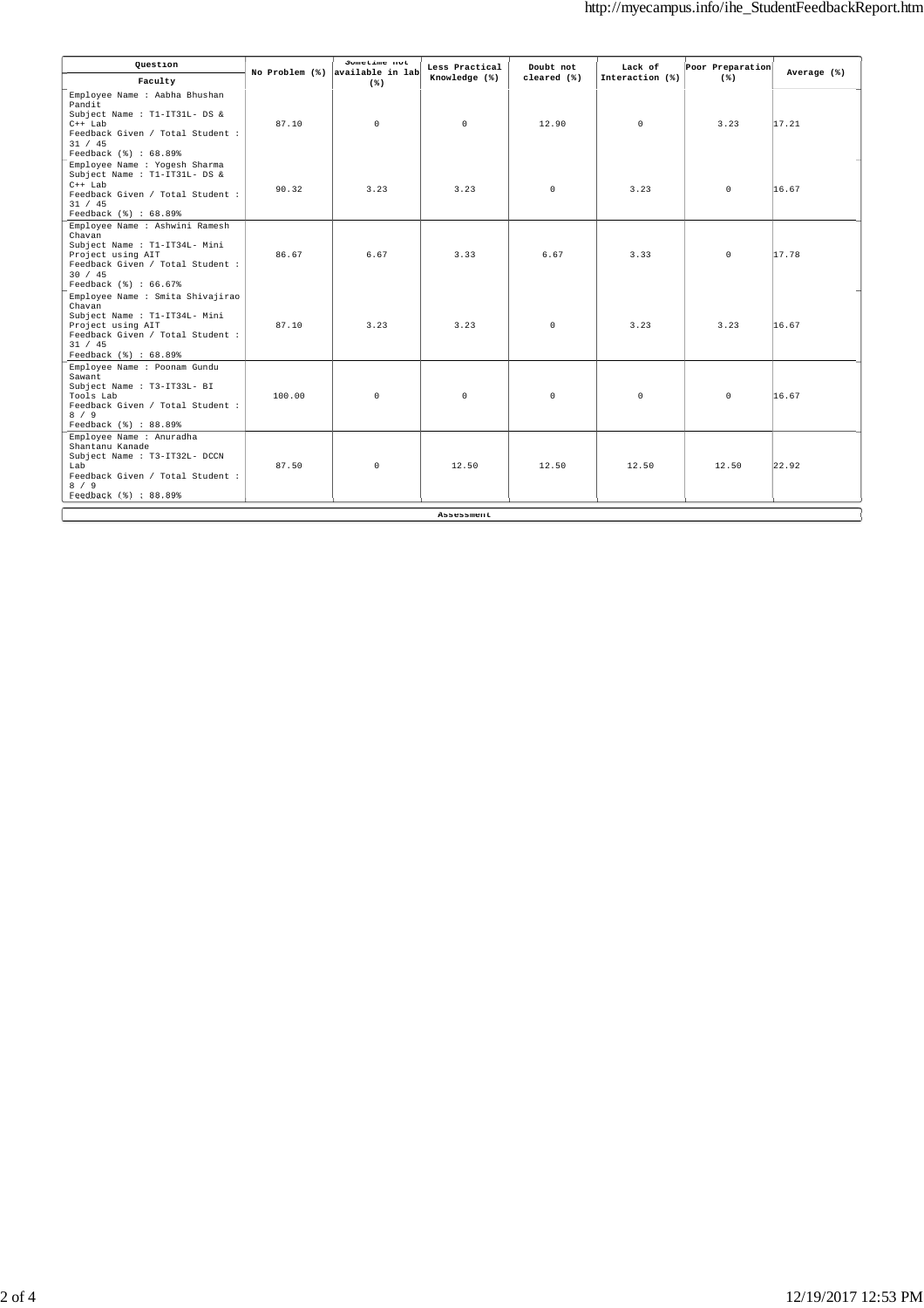| Question | No Problem (%) | Sometime not available in lab (%) | Less Practical Knowledge (%) | Doubt not cleared (%) | Lack of Interaction (%) | Poor Preparation (%) | Average (%) |
|---|---|---|---|---|---|---|---|
| Faculty | | | | | | | |
| Employee Name : Aabha Bhushan Pandit<br>Subject Name : T1-IT31L- DS & C++ Lab<br>Feedback Given / Total Student : 31 / 45<br>Feedback (%) : 68.89% | 87.10 | 0 | 0 | 12.90 | 0 | 3.23 | 17.21 |
| Employee Name : Yogesh Sharma<br>Subject Name : T1-IT31L- DS & C++ Lab<br>Feedback Given / Total Student : 31 / 45<br>Feedback (%) : 68.89% | 90.32 | 3.23 | 3.23 | 0 | 3.23 | 0 | 16.67 |
| Employee Name : Ashwini Ramesh Chavan<br>Subject Name : T1-IT34L- Mini Project using AIT<br>Feedback Given / Total Student : 30 / 45<br>Feedback (%) : 66.67% | 86.67 | 6.67 | 3.33 | 6.67 | 3.33 | 0 | 17.78 |
| Employee Name : Smita Shivajirao Chavan<br>Subject Name : T1-IT34L- Mini Project using AIT<br>Feedback Given / Total Student : 31 / 45<br>Feedback (%) : 68.89% | 87.10 | 3.23 | 3.23 | 0 | 3.23 | 3.23 | 16.67 |
| Employee Name : Poonam Gundu Sawant<br>Subject Name : T3-IT33L- BI Tools Lab<br>Feedback Given / Total Student : 8 / 9<br>Feedback (%) : 88.89% | 100.00 | 0 | 0 | 0 | 0 | 0 | 16.67 |
| Employee Name : Anuradha Shantanu Kanade<br>Subject Name : T3-IT32L- DCCN Lab<br>Feedback Given / Total Student : 8 / 9<br>Feedback (%) : 88.89% | 87.50 | 0 | 12.50 | 12.50 | 12.50 | 12.50 | 22.92 |

**Assessment**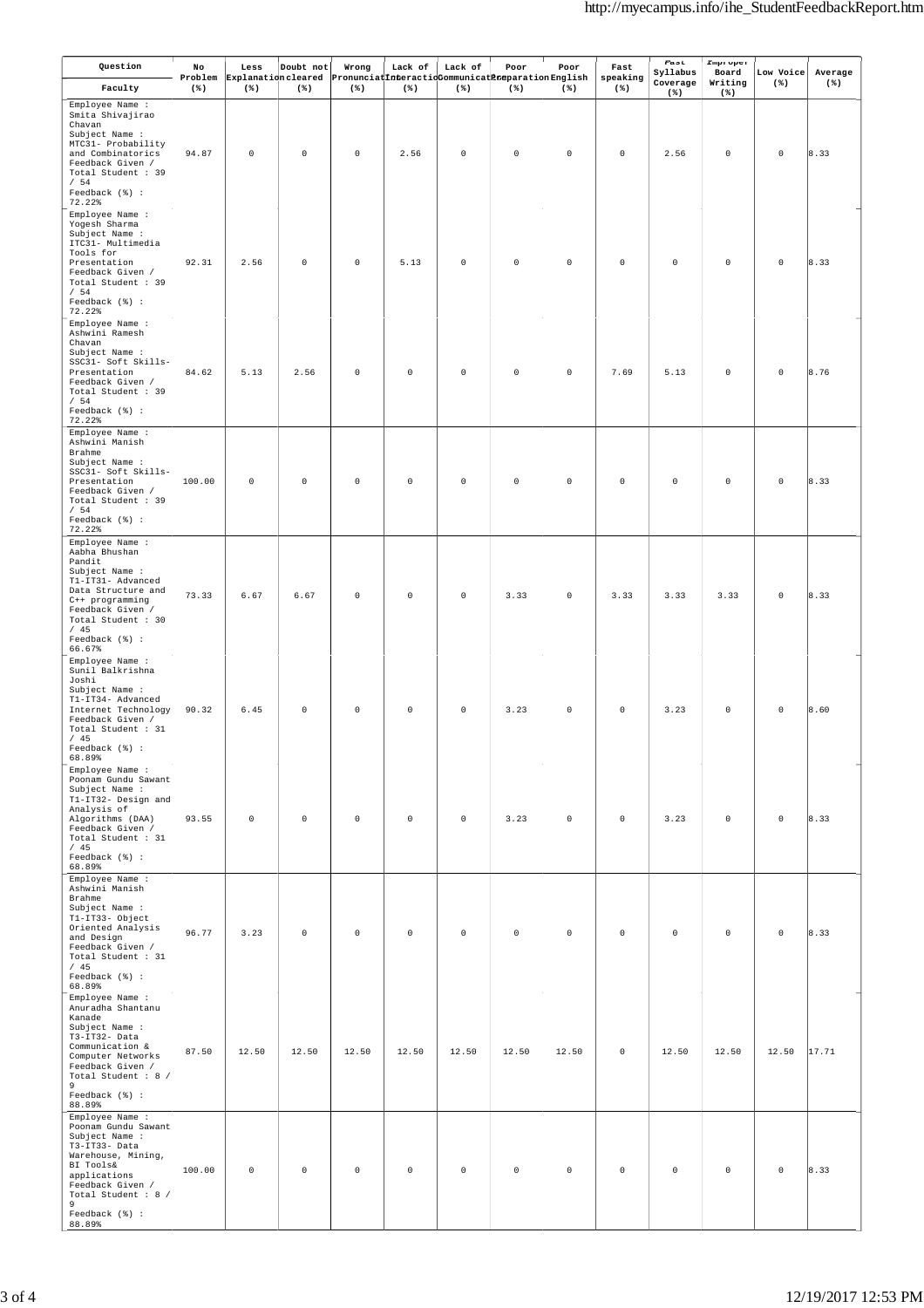| Question / Faculty | No Problem (%) | Less Explanation (%) | Doubt not cleared (%) | Wrong Pronunciation (%) | Lack of Interaction (%) | Lack of Communication (%) | Poor Preparation (%) | Poor English (%) | Fast speaking (%) | Fast Syllabus Coverage (%) | Improper Board Writing (%) | Low Voice (%) | Average (%) |
|---|---|---|---|---|---|---|---|---|---|---|---|---|---|
| Employee Name : Smita Shivajirao Chavan Subject Name : MTC31- Probability and Combinatorics Feedback Given / Total Student : 39 / 54 Feedback (%) : 72.22% | 94.87 | 0 | 0 | 0 | 2.56 | 0 | 0 | 0 | 0 | 2.56 | 0 | 0 | 8.33 |
| Employee Name : Yogesh Sharma Subject Name : ITC31- Multimedia Tools for Presentation Feedback Given / Total Student : 39 / 54 Feedback (%) : 72.22% | 92.31 | 2.56 | 0 | 0 | 5.13 | 0 | 0 | 0 | 0 | 0 | 0 | 0 | 8.33 |
| Employee Name : Ashwini Ramesh Chavan Subject Name : SSC31- Soft Skills-Presentation Feedback Given / Total Student : 39 / 54 Feedback (%) : 72.22% | 84.62 | 5.13 | 2.56 | 0 | 0 | 0 | 0 | 0 | 7.69 | 5.13 | 0 | 0 | 8.76 |
| Employee Name : Ashwini Manish Brahme Subject Name : SSC31- Soft Skills-Presentation Feedback Given / Total Student : 39 / 54 Feedback (%) : 72.22% | 100.00 | 0 | 0 | 0 | 0 | 0 | 0 | 0 | 0 | 0 | 0 | 0 | 8.33 |
| Employee Name : Aabha Bhushan Pandit Subject Name : T1-IT31- Advanced Data Structure and C++ programming Feedback Given / Total Student : 30 / 45 Feedback (%) : 66.67% | 73.33 | 6.67 | 6.67 | 0 | 0 | 0 | 3.33 | 0 | 3.33 | 3.33 | 3.33 | 0 | 8.33 |
| Employee Name : Sunil Balkrishna Joshi Subject Name : T1-IT34- Advanced Internet Technology Feedback Given / Total Student : 31 / 45 Feedback (%) : 68.89% | 90.32 | 6.45 | 0 | 0 | 0 | 0 | 3.23 | 0 | 0 | 3.23 | 0 | 0 | 8.60 |
| Employee Name : Poonam Gundu Sawant Subject Name : T1-IT32- Design and Analysis of Algorithms (DAA) Feedback Given / Total Student : 31 / 45 Feedback (%) : 68.89% | 93.55 | 0 | 0 | 0 | 0 | 0 | 3.23 | 0 | 0 | 3.23 | 0 | 0 | 8.33 |
| Employee Name : Ashwini Manish Brahme Subject Name : T1-IT33- Object Oriented Analysis and Design Feedback Given / Total Student : 31 / 45 Feedback (%) : 68.89% | 96.77 | 3.23 | 0 | 0 | 0 | 0 | 0 | 0 | 0 | 0 | 0 | 0 | 8.33 |
| Employee Name : Anuradha Shantanu Kanade Subject Name : T3-IT32- Data Communication & Computer Networks Feedback Given / Total Student : 8 / 9 Feedback (%) : 88.89% | 87.50 | 12.50 | 12.50 | 12.50 | 12.50 | 12.50 | 12.50 | 12.50 | 0 | 12.50 | 12.50 | 12.50 | 17.71 |
| Employee Name : Poonam Gundu Sawant Subject Name : T3-IT33- Data Warehouse, Mining, BI Tools& applications Feedback Given / Total Student : 8 / 9 Feedback (%) : 88.89% | 100.00 | 0 | 0 | 0 | 0 | 0 | 0 | 0 | 0 | 0 | 0 | 0 | 8.33 |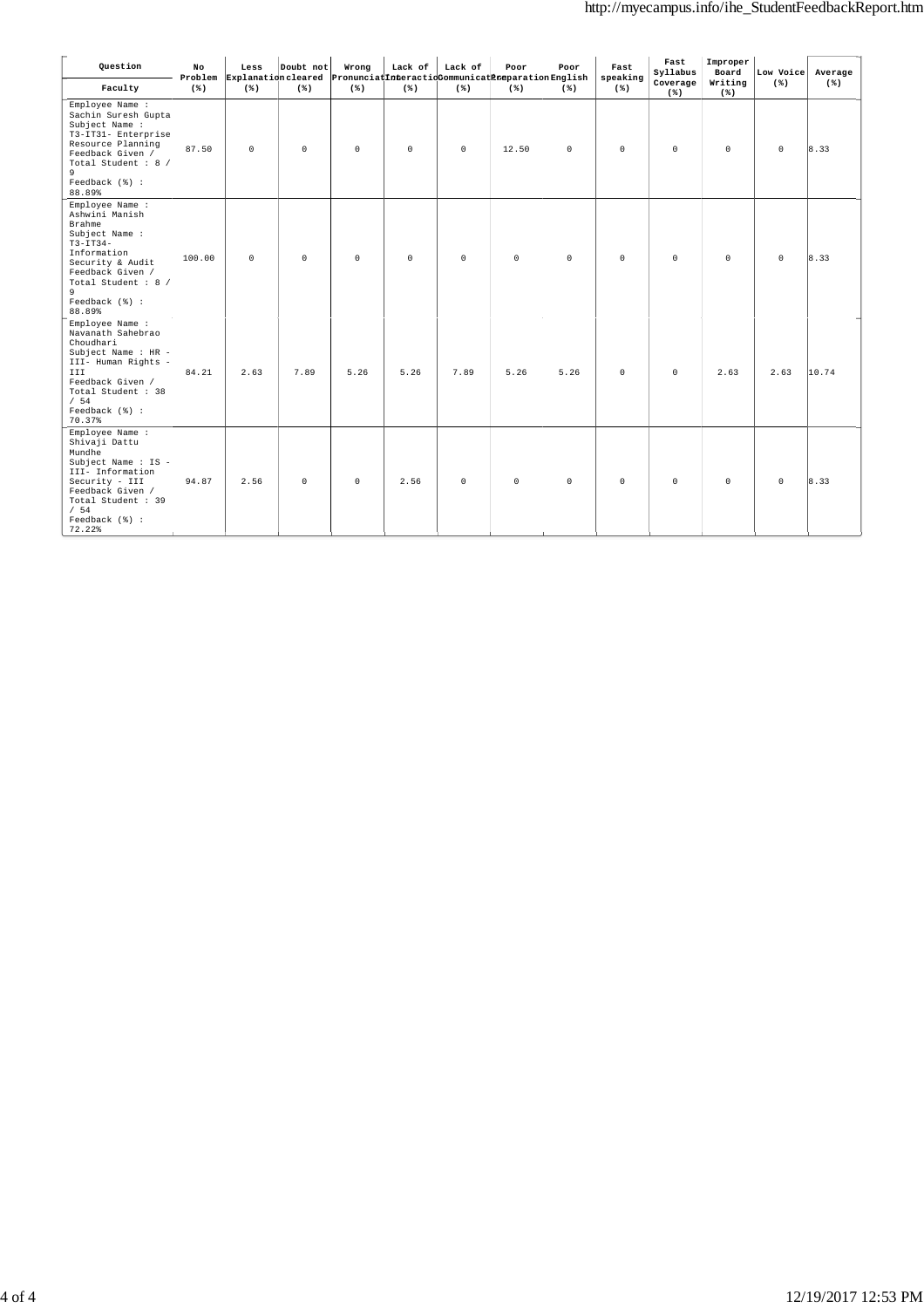| Question / Faculty | No Problem (%) | Less Explanation (%) | Doubt not cleared (%) | Wrong Pronunciation (%) | Lack of Interaction (%) | Lack of Communication (%) | Poor Preparation (%) | Poor English (%) | Fast speaking (%) | Fast Syllabus Coverage (%) | Improper Board Writing (%) | Low Voice (%) | Average (%) |
|---|---|---|---|---|---|---|---|---|---|---|---|---|---|
| Employee Name : Sachin Suresh Gupta Subject Name : T3-IT31- Enterprise Resource Planning Feedback Given / Total Student : 8 / 9 Feedback (%) : 88.89% | 87.50 | 0 | 0 | 0 | 0 | 0 | 12.50 | 0 | 0 | 0 | 0 | 0 | 8.33 |
| Employee Name : Ashwini Manish Brahme Subject Name : T3-IT34- Information Security & Audit Feedback Given / Total Student : 8 / 9 Feedback (%) : 88.89% | 100.00 | 0 | 0 | 0 | 0 | 0 | 0 | 0 | 0 | 0 | 0 | 0 | 8.33 |
| Employee Name : Navanath Sahebrao Choudhari Subject Name : HR - III- Human Rights - III Feedback Given / Total Student : 38 / 54 Feedback (%) : 70.37% | 84.21 | 2.63 | 7.89 | 5.26 | 5.26 | 7.89 | 5.26 | 5.26 | 0 | 0 | 2.63 | 2.63 | 10.74 |
| Employee Name : Shivaji Dattu Mundhe Subject Name : IS - III- Information Security - III Feedback Given / Total Student : 39 / 54 Feedback (%) : 72.22% | 94.87 | 2.56 | 0 | 0 | 2.56 | 0 | 0 | 0 | 0 | 0 | 0 | 0 | 8.33 |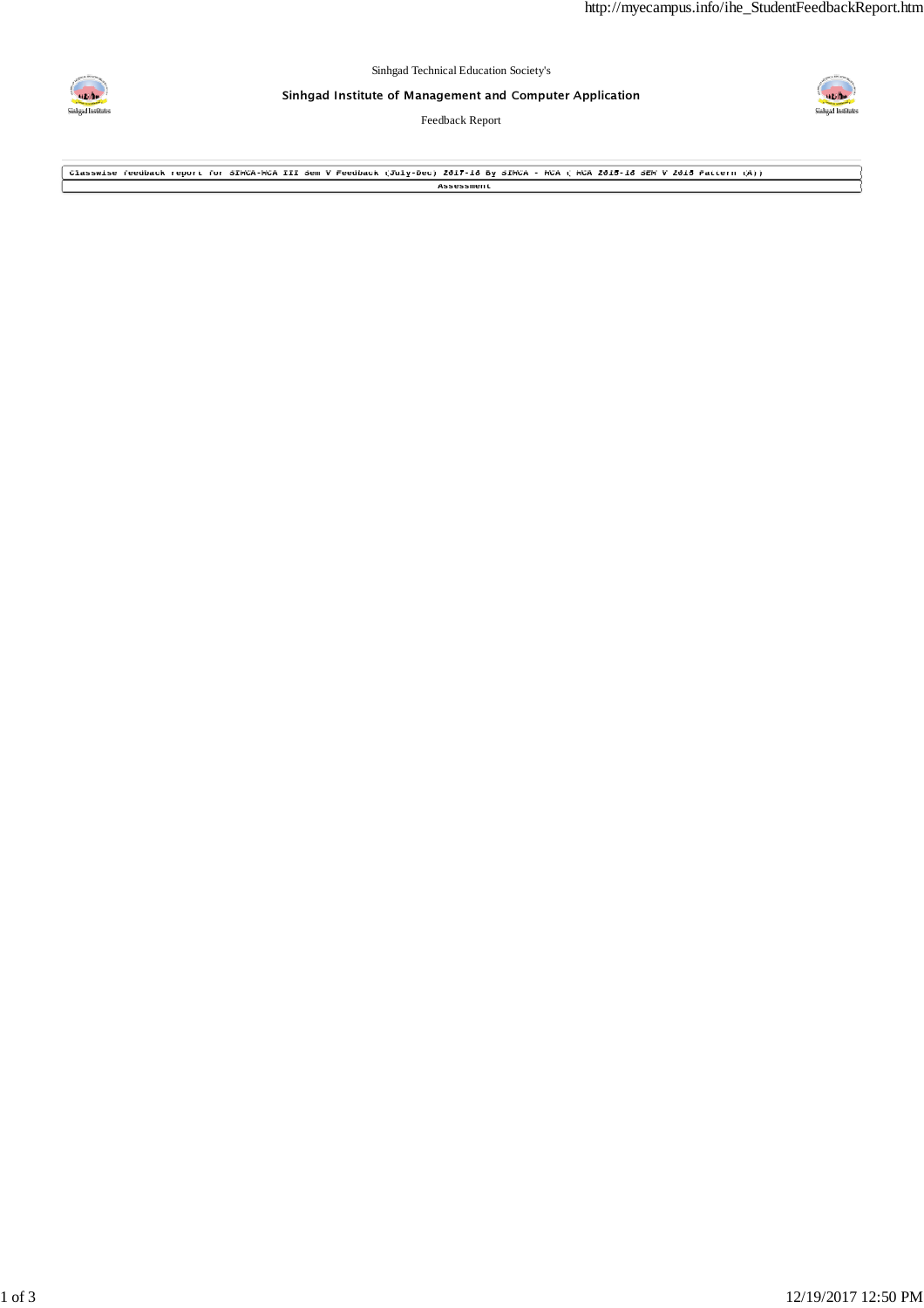Sinhgad Technical Education Society's

**Sinhgad Institute of Management and Computer Application**

Feedback Report

| Classwise feedback report for SIMCA-MCA III Sem V Feedback (July-Dec) 2017-18 By SIMCA - MCA ( MCA 2015-18 SEM V 2015 Pattern (A)) |
|---|
| Assessment |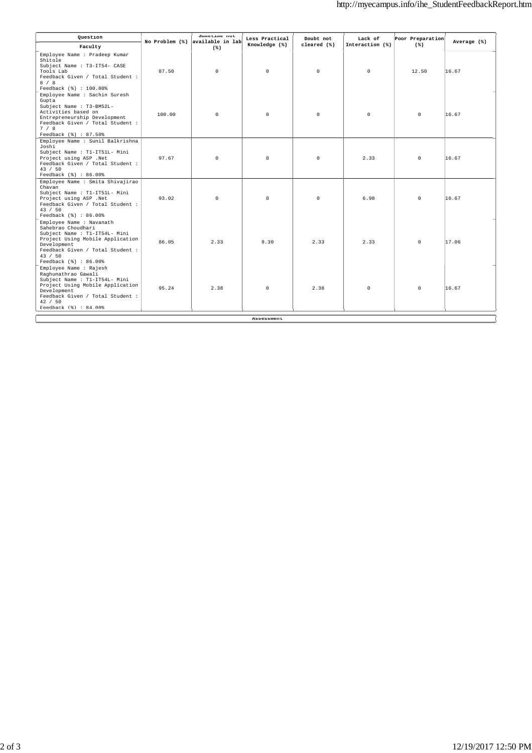| Question / Faculty | No Problem (%) | Sometime not available in lab (%) | Less Practical Knowledge (%) | Doubt not cleared (%) | Lack of Interaction (%) | Poor Preparation (%) | Average (%) |
|---|---|---|---|---|---|---|---|
| Employee Name : Pradeep Kumar Shitole<br>Subject Name : T3-IT54- CASE Tools Lab<br>Feedback Given / Total Student : 8 / 8<br>Feedback (%) : 100.00% | 87.50 | 0 | 0 | 0 | 0 | 12.50 | 16.67 |
| Employee Name : Sachin Suresh Gupta<br>Subject Name : T3-BM52L- Activities based on Entrepreneurship Development<br>Feedback Given / Total Student : 7 / 8<br>Feedback (%) : 87.50% | 100.00 | 0 | 0 | 0 | 0 | 0 | 16.67 |
| Employee Name : Sunil Balkrishna Joshi<br>Subject Name : T1-IT51L- Mini Project using ASP .Net<br>Feedback Given / Total Student : 43 / 50<br>Feedback (%) : 86.00% | 97.67 | 0 | 0 | 0 | 2.33 | 0 | 16.67 |
| Employee Name : Smita Shivajirao Chavan<br>Subject Name : T1-IT51L- Mini Project using ASP .Net<br>Feedback Given / Total Student : 43 / 50<br>Feedback (%) : 86.00% | 93.02 | 0 | 0 | 0 | 6.98 | 0 | 16.67 |
| Employee Name : Navanath Sahebrao Choudhari<br>Subject Name : T1-IT54L- Mini Project Using Mobile Application Development<br>Feedback Given / Total Student : 43 / 50<br>Feedback (%) : 86.00% | 86.05 | 2.33 | 9.30 | 2.33 | 2.33 | 0 | 17.06 |
| Employee Name : Rajesh Raghunathrao Gawali<br>Subject Name : T1-IT54L- Mini Project Using Mobile Application Development<br>Feedback Given / Total Student : 42 / 50<br>Feedback (%) : 84.00% | 95.24 | 2.38 | 0 | 2.38 | 0 | 0 | 16.67 |

Assessment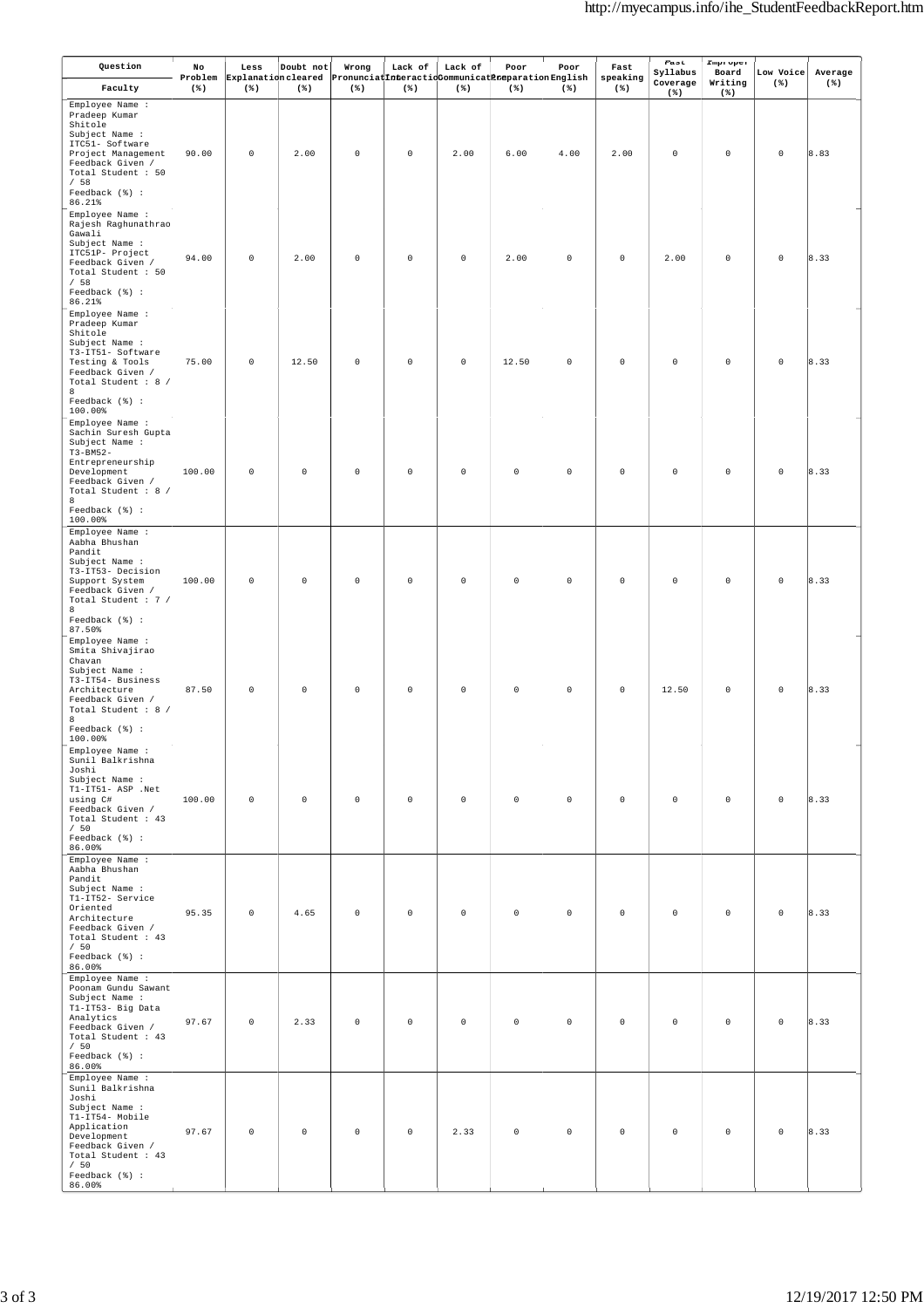| Question / Faculty | No Problem (%) | Less Explanation (%) | Doubt not cleared (%) | Wrong Pronunciation (%) | Lack of Interaction (%) | Lack of Communication (%) | Poor Preparation (%) | Poor English (%) | Fast speaking (%) | Fast Syllabus Coverage (%) | Improper Board Writing (%) | Low Voice (%) | Average (%) |
|---|---|---|---|---|---|---|---|---|---|---|---|---|---|
| Employee Name : Pradeep Kumar Shitole Subject Name : ITC51- Software Project Management Feedback Given / Total Student : 50 / 58 Feedback (%) : 86.21% | 90.00 | 0 | 2.00 | 0 | 0 | 2.00 | 6.00 | 4.00 | 2.00 | 0 | 0 | 0 | 8.83 |
| Employee Name : Rajesh Raghunathrao Gawali Subject Name : ITC51P- Project Feedback Given / Total Student : 50 / 58 Feedback (%) : 86.21% | 94.00 | 0 | 2.00 | 0 | 0 | 0 | 2.00 | 0 | 0 | 2.00 | 0 | 0 | 8.33 |
| Employee Name : Pradeep Kumar Shitole Subject Name : T3-IT51- Software Testing & Tools Feedback Given / Total Student : 8 / 8 Feedback (%) : 100.00% | 75.00 | 0 | 12.50 | 0 | 0 | 0 | 12.50 | 0 | 0 | 0 | 0 | 0 | 8.33 |
| Employee Name : Sachin Suresh Gupta Subject Name : T3-BM52- Entrepreneurship Development Feedback Given / Total Student : 8 / 8 Feedback (%) : 100.00% | 100.00 | 0 | 0 | 0 | 0 | 0 | 0 | 0 | 0 | 0 | 0 | 0 | 8.33 |
| Employee Name : Aabha Bhushan Pandit Subject Name : T3-IT53- Decision Support System Feedback Given / Total Student : 7 / 8 Feedback (%) : 87.50% | 100.00 | 0 | 0 | 0 | 0 | 0 | 0 | 0 | 0 | 0 | 0 | 0 | 8.33 |
| Employee Name : Smita Shivajirao Chavan Subject Name : T3-IT54- Business Architecture Feedback Given / Total Student : 8 / 8 Feedback (%) : 100.00% | 87.50 | 0 | 0 | 0 | 0 | 0 | 0 | 0 | 0 | 12.50 | 0 | 0 | 8.33 |
| Employee Name : Sunil Balkrishna Joshi Subject Name : T1-IT51- ASP .Net using C# Feedback Given / Total Student : 43 / 50 Feedback (%) : 86.00% | 100.00 | 0 | 0 | 0 | 0 | 0 | 0 | 0 | 0 | 0 | 0 | 0 | 8.33 |
| Employee Name : Aabha Bhushan Pandit Subject Name : T1-IT52- Service Oriented Architecture Feedback Given / Total Student : 43 / 50 Feedback (%) : 86.00% | 95.35 | 0 | 4.65 | 0 | 0 | 0 | 0 | 0 | 0 | 0 | 0 | 0 | 8.33 |
| Employee Name : Poonam Gundu Sawant Subject Name : T1-IT53- Big Data Analytics Feedback Given / Total Student : 43 / 50 Feedback (%) : 86.00% | 97.67 | 0 | 2.33 | 0 | 0 | 0 | 0 | 0 | 0 | 0 | 0 | 0 | 8.33 |
| Employee Name : Sunil Balkrishna Joshi Subject Name : T1-IT54- Mobile Application Development Feedback Given / Total Student : 43 / 50 Feedback (%) : 86.00% | 97.67 | 0 | 0 | 0 | 0 | 2.33 | 0 | 0 | 0 | 0 | 0 | 0 | 8.33 |